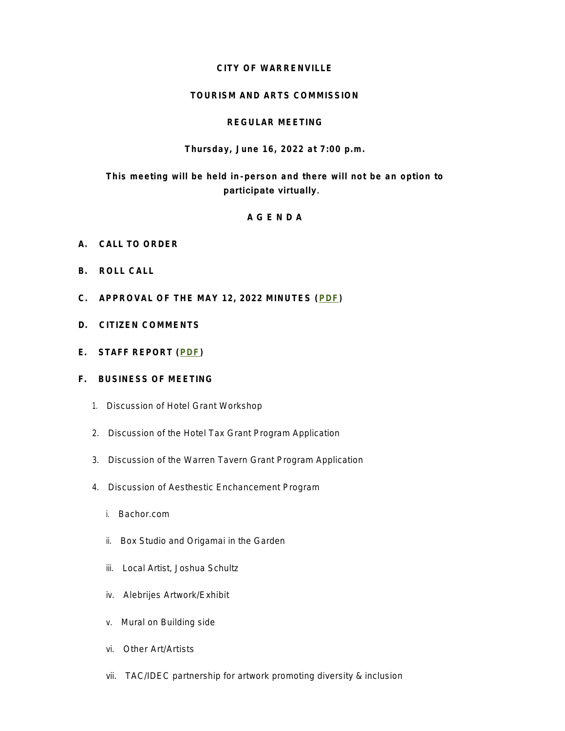**CITY OF WARRENVILLE**

**TOURISM AND ARTS COMMISSION**

**REGULAR MEETING**

**Thursday, June 16, 2022 at 7:00 p.m.**

**This meeting will be held in-person and there will not be an option to participate virtually.**

**A G E N D A**

**A. CALL TO ORDER**

**B. ROLL CALL**

**C. APPROVAL OF THE MAY 12, 2022 MINUTES (PDF)**

**D. CITIZEN COMMENTS**

**E. STAFF REPORT (PDF)**

**F. BUSINESS OF MEETING**

1. Discussion of Hotel Grant Workshop
2. Discussion of the Hotel Tax Grant Program Application
3. Discussion of the Warren Tavern Grant Program Application
4. Discussion of Aesthetic Enchancement Program
   - i. Bachor.com
   - ii. Box Studio and Origamai in the Garden
   - iii. Local Artist, Joshua Schultz
   - iv. Alebrijes Artwork/Exhibit
   - v. Mural on Building side
   - vi. Other Art/Artists
   - vii. TAC/IDEC partnership for artwork promoting diversity & inclusion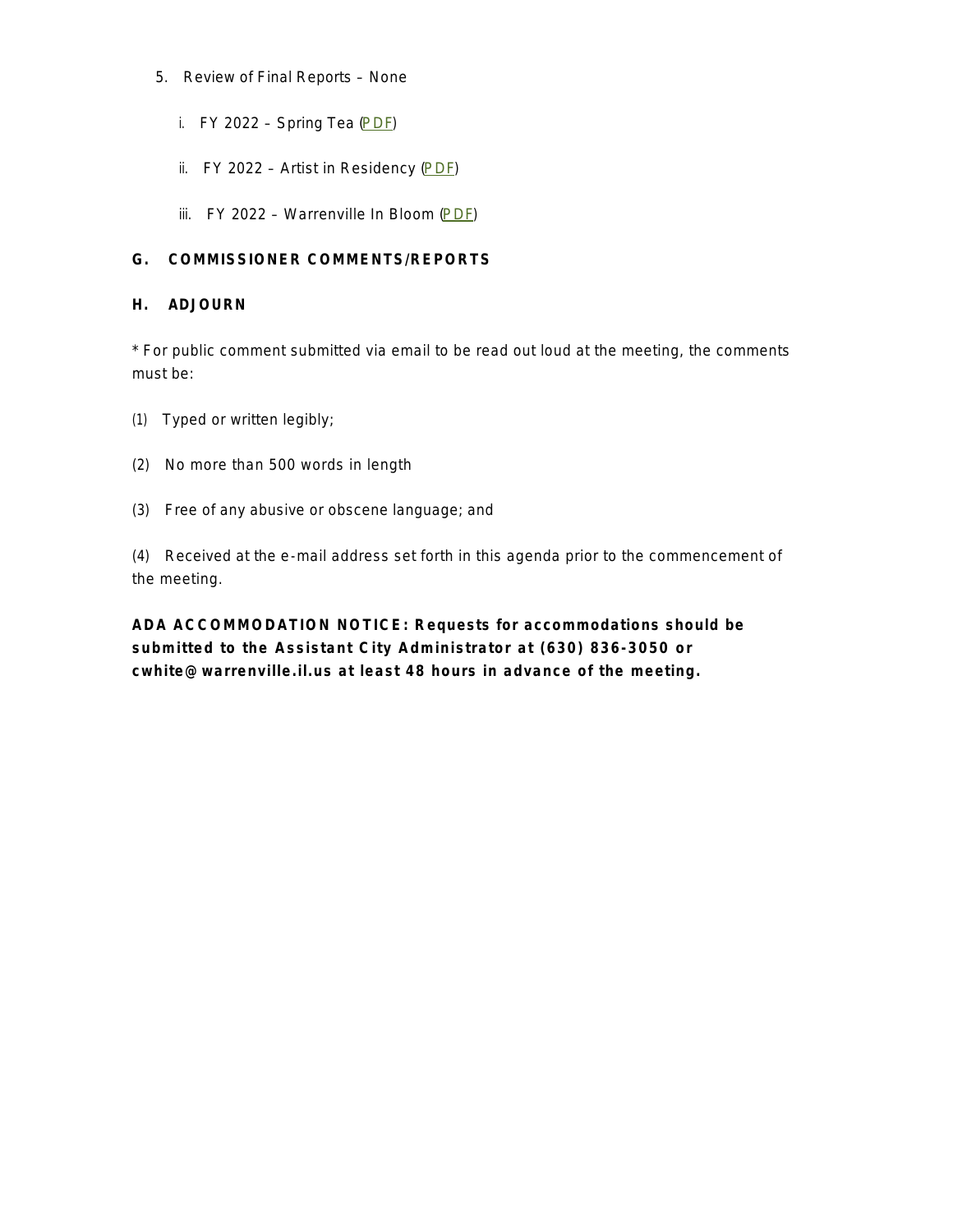5. Review of Final Reports – None

   i. FY 2022 – Spring Tea (PDF)

   ii. FY 2022 – Artist in Residency (PDF)

   iii. FY 2022 – Warrenville In Bloom (PDF)

**G. COMMISSIONER COMMENTS/REPORTS**

**H. ADJOURN**

* For public comment submitted via email to be read out loud at the meeting, the comments must be:

(1) Typed or written legibly;

(2) No more than 500 words in length

(3) Free of any abusive or obscene language; and

(4) Received at the e-mail address set forth in this agenda prior to the commencement of the meeting.

**ADA ACCOMMODATION NOTICE: Requests for accommodations should be submitted to the Assistant City Administrator at (630) 836-3050 or cwhite@warrenville.il.us at least 48 hours in advance of the meeting.**